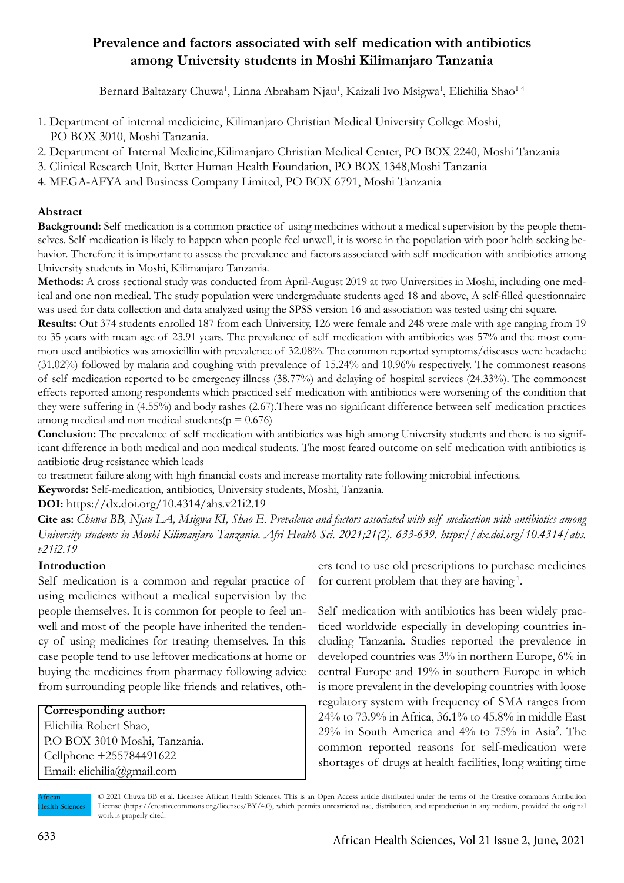# Prevalence and factors associated with self medication with antibiotics among University students in Moshi Kilimanjaro Tanzania

Bernard Baltazary Chuwa[1], Linna Abraham Njau[1], Kaizali Ivo Msigwa[1], Elichilia Shao[1-4]

1. Department of internal medicicine, Kilimanjaro Christian Medical University College Moshi, PO BOX 3010, Moshi Tanzania.
2. Department of Internal Medicine,Kilimanjaro Christian Medical Center, PO BOX 2240, Moshi Tanzania
3. Clinical Research Unit, Better Human Health Foundation, PO BOX 1348,Moshi Tanzania
4. MEGA-AFYA and Business Company Limited, PO BOX 6791, Moshi Tanzania

## Abstract

**Background:** Self medication is a common practice of using medicines without a medical supervision by the people themselves. Self medication is likely to happen when people feel unwell, it is worse in the population with poor helth seeking behavior. Therefore it is important to assess the prevalence and factors associated with self medication with antibiotics among University students in Moshi, Kilimanjaro Tanzania.

**Methods:** A cross sectional study was conducted from April-August 2019 at two Universities in Moshi, including one medical and one non medical. The study population were undergraduate students aged 18 and above, A self-filled questionnaire was used for data collection and data analyzed using the SPSS version 16 and association was tested using chi square.

**Results:** Out 374 students enrolled 187 from each University, 126 were female and 248 were male with age ranging from 19 to 35 years with mean age of 23.91 years. The prevalence of self medication with antibiotics was 57% and the most common used antibiotics was amoxicillin with prevalence of 32.08%. The common reported symptoms/diseases were headache (31.02%) followed by malaria and coughing with prevalence of 15.24% and 10.96% respectively. The commonest reasons of self medication reported to be emergency illness (38.77%) and delaying of hospital services (24.33%). The commonest effects reported among respondents which practiced self medication with antibiotics were worsening of the condition that they were suffering in (4.55%) and body rashes (2.67).There was no significant difference between self medication practices among medical and non medical students($p = 0.676$)

**Conclusion:** The prevalence of self medication with antibiotics was high among University students and there is no significant difference in both medical and non medical students. The most feared outcome on self medication with antibiotics is antibiotic drug resistance which leads to treatment failure along with high financial costs and increase mortality rate following microbial infections.

**Keywords:** Self-medication, antibiotics, University students, Moshi, Tanzania.

**DOI:** https://dx.doi.org/10.4314/ahs.v21i2.19

**Cite as:** *Chuwa BB, Njau LA, Msigwa KI, Shao E. Prevalence and factors associated with self medication with antibiotics among University students in Moshi Kilimanjaro Tanzania. Afri Health Sci. 2021;21(2). 633-639. https://dx.doi.org/10.4314/ahs.v21i2.19*

## Introduction

Self medication is a common and regular practice of using medicines without a medical supervision by the people themselves. It is common for people to feel unwell and most of the people have inherited the tendency of using medicines for treating themselves. In this case people tend to use leftover medications at home or buying the medicines from pharmacy following advice from surrounding people like friends and relatives, others tend to use old prescriptions to purchase medicines for current problem that they are having[1].

Self medication with antibiotics has been widely practiced worldwide especially in developing countries including Tanzania. Studies reported the prevalence in developed countries was 3% in northern Europe, 6% in central Europe and 19% in southern Europe in which is more prevalent in the developing countries with loose regulatory system with frequency of SMA ranges from 24% to 73.9% in Africa, 36.1% to 45.8% in middle East 29% in South America and 4% to 75% in Asia[2]. The common reported reasons for self-medication were shortages of drugs at health facilities, long waiting time

**Corresponding author:**
Elichilia Robert Shao,
P.O BOX 3010 Moshi, Tanzania.
Cellphone +255784491622
Email: elichilia@gmail.com

© 2021 Chuwa BB et al. Licensee African Health Sciences. This is an Open Access article distributed under the terms of the Creative commons Attribution License (https://creativecommons.org/licenses/BY/4.0), which permits unrestricted use, distribution, and reproduction in any medium, provided the original work is properly cited.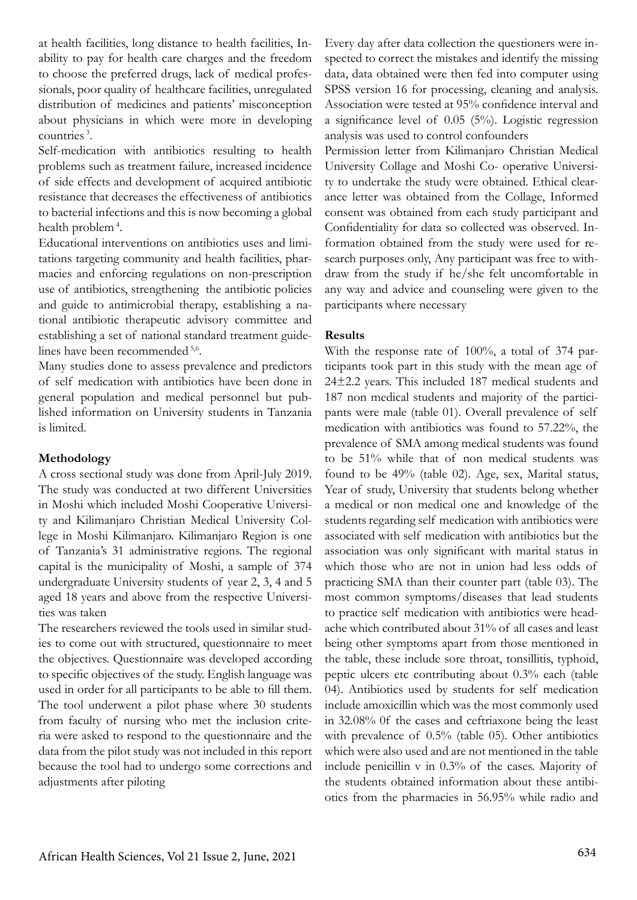at health facilities, long distance to health facilities, Inability to pay for health care charges and the freedom to choose the preferred drugs, lack of medical professionals, poor quality of healthcare facilities, unregulated distribution of medicines and patients' misconception about physicians in which were more in developing countries [3].

Self-medication with antibiotics resulting to health problems such as treatment failure, increased incidence of side effects and development of acquired antibiotic resistance that decreases the effectiveness of antibiotics to bacterial infections and this is now becoming a global health problem [4].

Educational interventions on antibiotics uses and limitations targeting community and health facilities, pharmacies and enforcing regulations on non-prescription use of antibiotics, strengthening the antibiotic policies and guide to antimicrobial therapy, establishing a national antibiotic therapeutic advisory committee and establishing a set of national standard treatment guidelines have been recommended [5,6].

Many studies done to assess prevalence and predictors of self medication with antibiotics have been done in general population and medical personnel but published information on University students in Tanzania is limited.

## Methodology

A cross sectional study was done from April-July 2019. The study was conducted at two different Universities in Moshi which included Moshi Cooperative University and Kilimanjaro Christian Medical University College in Moshi Kilimanjaro. Kilimanjaro Region is one of Tanzania's 31 administrative regions. The regional capital is the municipality of Moshi, a sample of 374 undergraduate University students of year 2, 3, 4 and 5 aged 18 years and above from the respective Universities was taken

The researchers reviewed the tools used in similar studies to come out with structured, questionnaire to meet the objectives. Questionnaire was developed according to specific objectives of the study. English language was used in order for all participants to be able to fill them. The tool underwent a pilot phase where 30 students from faculty of nursing who met the inclusion criteria were asked to respond to the questionnaire and the data from the pilot study was not included in this report because the tool had to undergo some corrections and adjustments after piloting

Every day after data collection the questioners were inspected to correct the mistakes and identify the missing data, data obtained were then fed into computer using SPSS version 16 for processing, cleaning and analysis. Association were tested at 95% confidence interval and a significance level of 0.05 (5%). Logistic regression analysis was used to control confounders

Permission letter from Kilimanjaro Christian Medical University Collage and Moshi Co- operative University to undertake the study were obtained. Ethical clearance letter was obtained from the Collage, Informed consent was obtained from each study participant and Confidentiality for data so collected was observed. Information obtained from the study were used for research purposes only, Any participant was free to withdraw from the study if he/she felt uncomfortable in any way and advice and counseling were given to the participants where necessary

## Results

With the response rate of 100%, a total of 374 participants took part in this study with the mean age of 24±2.2 years. This included 187 medical students and 187 non medical students and majority of the participants were male (table 01). Overall prevalence of self medication with antibiotics was found to 57.22%, the prevalence of SMA among medical students was found to be 51% while that of non medical students was found to be 49% (table 02). Age, sex, Marital status, Year of study, University that students belong whether a medical or non medical one and knowledge of the students regarding self medication with antibiotics were associated with self medication with antibiotics but the association was only significant with marital status in which those who are not in union had less odds of practicing SMA than their counter part (table 03). The most common symptoms/diseases that lead students to practice self medication with antibiotics were headache which contributed about 31% of all cases and least being other symptoms apart from those mentioned in the table, these include sore throat, tonsillitis, typhoid, peptic ulcers etc contributing about 0.3% each (table 04). Antibiotics used by students for self medication include amoxicillin which was the most commonly used in 32.08% 0f the cases and ceftriaxone being the least with prevalence of 0.5% (table 05). Other antibiotics which were also used and are not mentioned in the table include penicillin v in 0.3% of the cases. Majority of the students obtained information about these antibiotics from the pharmacies in 56.95% while radio and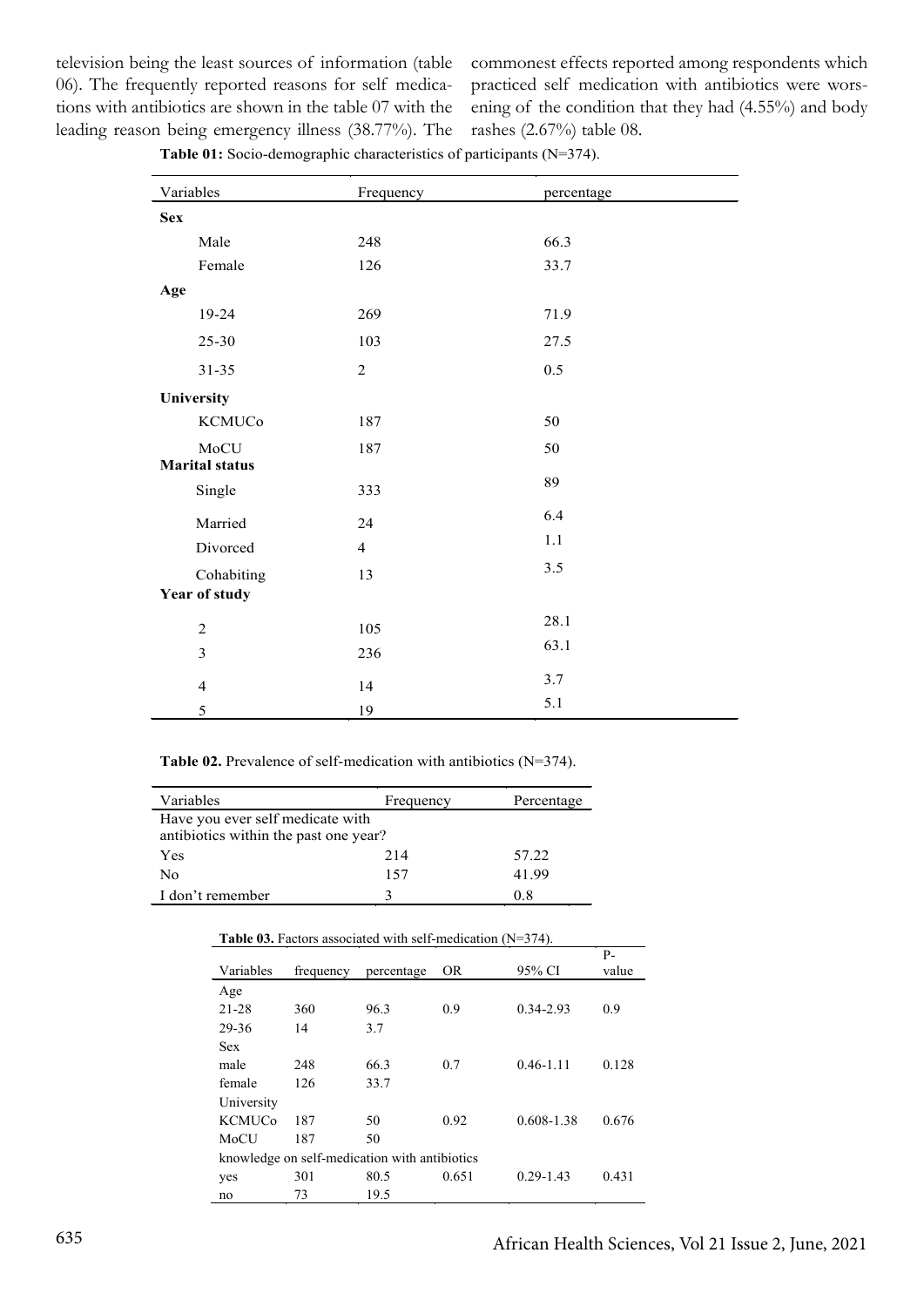television being the least sources of information (table 06). The frequently reported reasons for self medications with antibiotics are shown in the table 07 with the leading reason being emergency illness (38.77%). The commonest effects reported among respondents which practiced self medication with antibiotics were worsening of the condition that they had (4.55%) and body rashes (2.67%) table 08.

**Table 01:** Socio-demographic characteristics of participants (N=374).

| Variables | Frequency | percentage |
|---|---|---|
| **Sex** | | |
| Male | 248 | 66.3 |
| Female | 126 | 33.7 |
| **Age** | | |
| 19-24 | 269 | 71.9 |
| 25-30 | 103 | 27.5 |
| 31-35 | 2 | 0.5 |
| **University** | | |
| KCMUCo | 187 | 50 |
| MoCU | 187 | 50 |
| **Marital status** | | |
| Single | 333 | 89 |
| Married | 24 | 6.4 |
| Divorced | 4 | 1.1 |
| Cohabiting | 13 | 3.5 |
| **Year of study** | | |
| 2 | 105 | 28.1 |
| 3 | 236 | 63.1 |
| 4 | 14 | 3.7 |
| 5 | 19 | 5.1 |

**Table 02.** Prevalence of self-medication with antibiotics (N=374).

| Variables | Frequency | Percentage |
|---|---|---|
| Have you ever self medicate with antibiotics within the past one year? | | |
| Yes | 214 | 57.22 |
| No | 157 | 41.99 |
| I don't remember | 3 | 0.8 |

**Table 03.** Factors associated with self-medication (N=374).

| Variables | frequency | percentage | OR | 95% CI | P-value |
|---|---|---|---|---|---|
| Age | | | | | |
| 21-28 | 360 | 96.3 | 0.9 | 0.34-2.93 | 0.9 |
| 29-36 | 14 | 3.7 | | | |
| Sex | | | | | |
| male | 248 | 66.3 | 0.7 | 0.46-1.11 | 0.128 |
| female | 126 | 33.7 | | | |
| University | | | | | |
| KCMUCo | 187 | 50 | 0.92 | 0.608-1.38 | 0.676 |
| MoCU | 187 | 50 | | | |
| knowledge on self-medication with antibiotics | | | | | |
| yes | 301 | 80.5 | 0.651 | 0.29-1.43 | 0.431 |
| no | 73 | 19.5 | | | |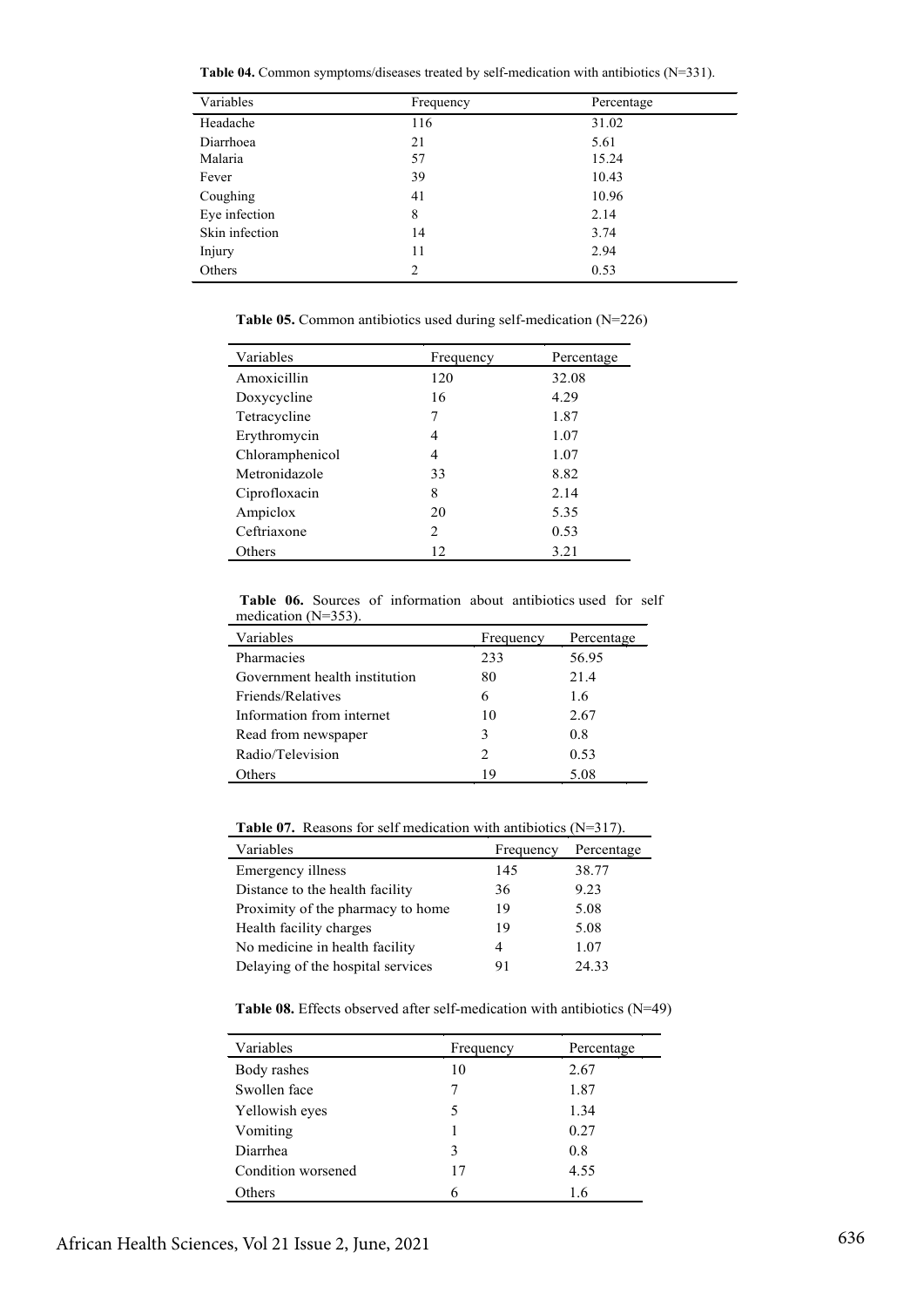**Table 04.** Common symptoms/diseases treated by self-medication with antibiotics (N=331).

| Variables | Frequency | Percentage |
|---|---|---|
| Headache | 116 | 31.02 |
| Diarrhoea | 21 | 5.61 |
| Malaria | 57 | 15.24 |
| Fever | 39 | 10.43 |
| Coughing | 41 | 10.96 |
| Eye infection | 8 | 2.14 |
| Skin infection | 14 | 3.74 |
| Injury | 11 | 2.94 |
| Others | 2 | 0.53 |

**Table 05.** Common antibiotics used during self-medication (N=226)

| Variables | Frequency | Percentage |
|---|---|---|
| Amoxicillin | 120 | 32.08 |
| Doxycycline | 16 | 4.29 |
| Tetracycline | 7 | 1.87 |
| Erythromycin | 4 | 1.07 |
| Chloramphenicol | 4 | 1.07 |
| Metronidazole | 33 | 8.82 |
| Ciprofloxacin | 8 | 2.14 |
| Ampiclox | 20 | 5.35 |
| Ceftriaxone | 2 | 0.53 |
| Others | 12 | 3.21 |

**Table 06.** Sources of information about antibiotics used for self medication (N=353).

| Variables | Frequency | Percentage |
|---|---|---|
| Pharmacies | 233 | 56.95 |
| Government health institution | 80 | 21.4 |
| Friends/Relatives | 6 | 1.6 |
| Information from internet | 10 | 2.67 |
| Read from newspaper | 3 | 0.8 |
| Radio/Television | 2 | 0.53 |
| Others | 19 | 5.08 |

**Table 07.** Reasons for self medication with antibiotics (N=317).

| Variables | Frequency | Percentage |
|---|---|---|
| Emergency illness | 145 | 38.77 |
| Distance to the health facility | 36 | 9.23 |
| Proximity of the pharmacy to home | 19 | 5.08 |
| Health facility charges | 19 | 5.08 |
| No medicine in health facility | 4 | 1.07 |
| Delaying of the hospital services | 91 | 24.33 |

**Table 08.** Effects observed after self-medication with antibiotics (N=49)

| Variables | Frequency | Percentage |
|---|---|---|
| Body rashes | 10 | 2.67 |
| Swollen face | 7 | 1.87 |
| Yellowish eyes | 5 | 1.34 |
| Vomiting | 1 | 0.27 |
| Diarrhea | 3 | 0.8 |
| Condition worsened | 17 | 4.55 |
| Others | 6 | 1.6 |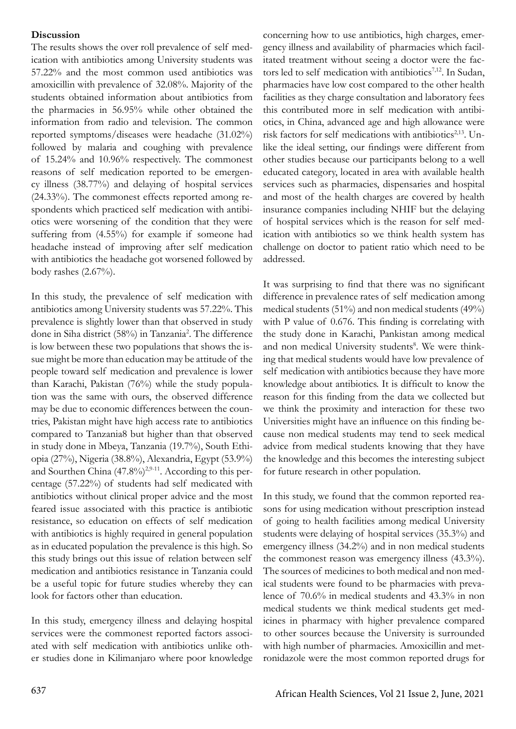**Discussion**

The results shows the over roll prevalence of self medication with antibiotics among University students was 57.22% and the most common used antibiotics was amoxicillin with prevalence of 32.08%. Majority of the students obtained information about antibiotics from the pharmacies in 56.95% while other obtained the information from radio and television. The common reported symptoms/diseases were headache (31.02%) followed by malaria and coughing with prevalence of 15.24% and 10.96% respectively. The commonest reasons of self medication reported to be emergency illness (38.77%) and delaying of hospital services (24.33%). The commonest effects reported among respondents which practiced self medication with antibiotics were worsening of the condition that they were suffering from (4.55%) for example if someone had headache instead of improving after self medication with antibiotics the headache got worsened followed by body rashes (2.67%).

In this study, the prevalence of self medication with antibiotics among University students was 57.22%. This prevalence is slightly lower than that observed in study done in Siha district (58%) in Tanzania[2]. The difference is low between these two populations that shows the issue might be more than education may be attitude of the people toward self medication and prevalence is lower than Karachi, Pakistan (76%) while the study population was the same with ours, the observed difference may be due to economic differences between the countries, Pakistan might have high access rate to antibiotics compared to Tanzania8 but higher than that observed in study done in Mbeya, Tanzania (19.7%), South Ethiopia (27%), Nigeria (38.8%), Alexandria, Egypt (53.9%) and Sourthen China (47.8%)[2,9-11]. According to this percentage (57.22%) of students had self medicated with antibiotics without clinical proper advice and the most feared issue associated with this practice is antibiotic resistance, so education on effects of self medication with antibiotics is highly required in general population as in educated population the prevalence is this high. So this study brings out this issue of relation between self medication and antibiotics resistance in Tanzania could be a useful topic for future studies whereby they can look for factors other than education.

In this study, emergency illness and delaying hospital services were the commonest reported factors associated with self medication with antibiotics unlike other studies done in Kilimanjaro where poor knowledge concerning how to use antibiotics, high charges, emergency illness and availability of pharmacies which facilitated treatment without seeing a doctor were the factors led to self medication with antibiotics[7,12]. In Sudan, pharmacies have low cost compared to the other health facilities as they charge consultation and laboratory fees this contributed more in self medication with antibiotics, in China, advanced age and high allowance were risk factors for self medications with antibiotics[2,13]. Unlike the ideal setting, our findings were different from other studies because our participants belong to a well educated category, located in area with available health services such as pharmacies, dispensaries and hospital and most of the health charges are covered by health insurance companies including NHIF but the delaying of hospital services which is the reason for self medication with antibiotics so we think health system has challenge on doctor to patient ratio which need to be addressed.

It was surprising to find that there was no significant difference in prevalence rates of self medication among medical students (51%) and non medical students (49%) with P value of 0.676. This finding is correlating with the study done in Karachi, Pankistan among medical and non medical University students[8]. We were thinking that medical students would have low prevalence of self medication with antibiotics because they have more knowledge about antibiotics. It is difficult to know the reason for this finding from the data we collected but we think the proximity and interaction for these two Universities might have an influence on this finding because non medical students may tend to seek medical advice from medical students knowing that they have the knowledge and this becomes the interesting subject for future research in other population.

In this study, we found that the common reported reasons for using medication without prescription instead of going to health facilities among medical University students were delaying of hospital services (35.3%) and emergency illness (34.2%) and in non medical students the commonest reason was emergency illness (43.3%). The sources of medicines to both medical and non medical students were found to be pharmacies with prevalence of 70.6% in medical students and 43.3% in non medical students we think medical students get medicines in pharmacy with higher prevalence compared to other sources because the University is surrounded with high number of pharmacies. Amoxicillin and metronidazole were the most common reported drugs for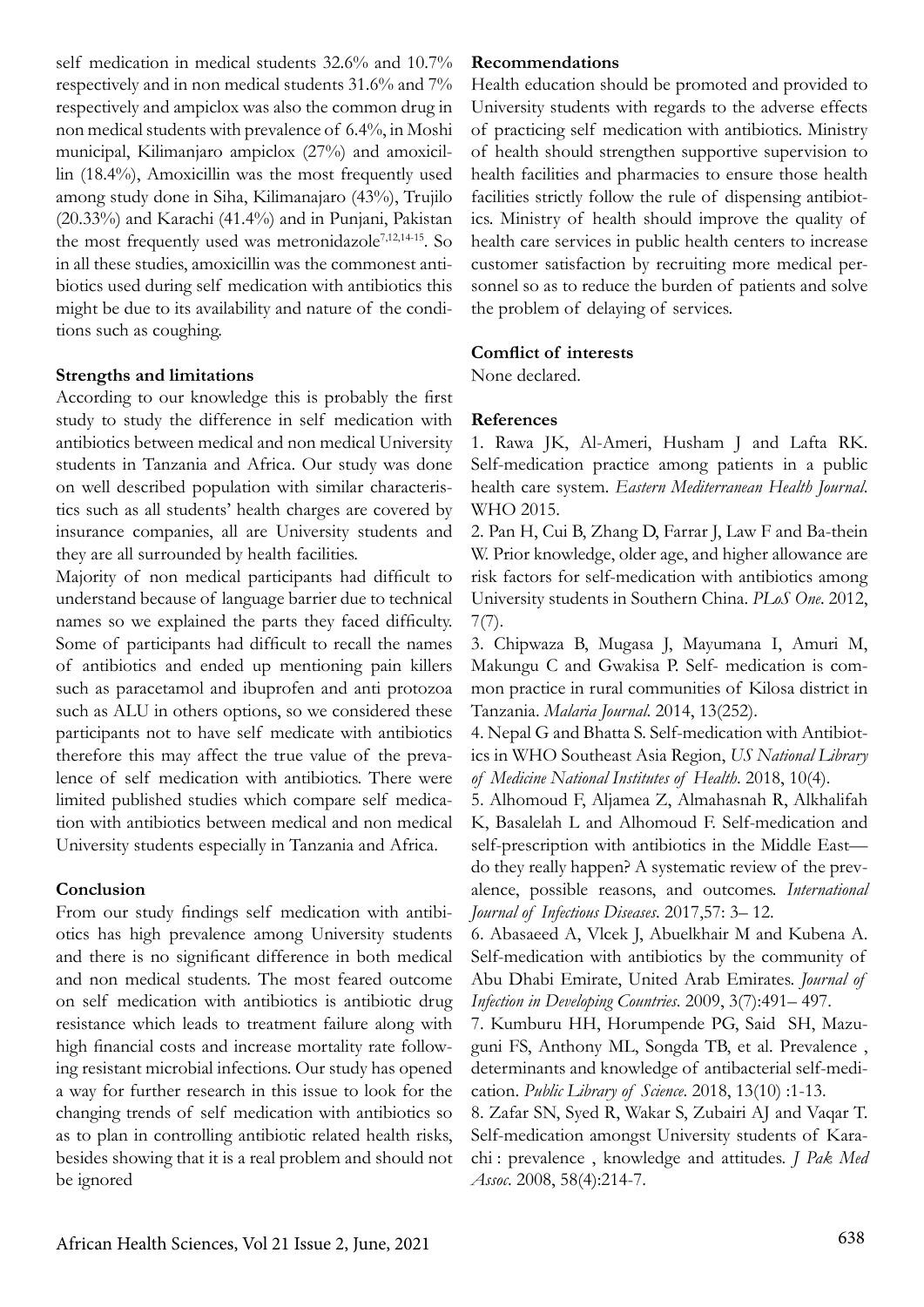self medication in medical students 32.6% and 10.7% respectively and in non medical students 31.6% and 7% respectively and ampiclox was also the common drug in non medical students with prevalence of 6.4%, in Moshi municipal, Kilimanjaro ampiclox (27%) and amoxicillin (18.4%), Amoxicillin was the most frequently used among study done in Siha, Kilimanajaro (43%), Trujilo (20.33%) and Karachi (41.4%) and in Punjani, Pakistan the most frequently used was metronidazole[7,12,14-15]. So in all these studies, amoxicillin was the commonest antibiotics used during self medication with antibiotics this might be due to its availability and nature of the conditions such as coughing.

**Strengths and limitations**

According to our knowledge this is probably the first study to study the difference in self medication with antibiotics between medical and non medical University students in Tanzania and Africa. Our study was done on well described population with similar characteristics such as all students' health charges are covered by insurance companies, all are University students and they are all surrounded by health facilities.

Majority of non medical participants had difficult to understand because of language barrier due to technical names so we explained the parts they faced difficulty. Some of participants had difficult to recall the names of antibiotics and ended up mentioning pain killers such as paracetamol and ibuprofen and anti protozoa such as ALU in others options, so we considered these participants not to have self medicate with antibiotics therefore this may affect the true value of the prevalence of self medication with antibiotics. There were limited published studies which compare self medication with antibiotics between medical and non medical University students especially in Tanzania and Africa.

**Conclusion**

From our study findings self medication with antibiotics has high prevalence among University students and there is no significant difference in both medical and non medical students. The most feared outcome on self medication with antibiotics is antibiotic drug resistance which leads to treatment failure along with high financial costs and increase mortality rate following resistant microbial infections. Our study has opened a way for further research in this issue to look for the changing trends of self medication with antibiotics so as to plan in controlling antibiotic related health risks, besides showing that it is a real problem and should not be ignored

**Recommendations**

Health education should be promoted and provided to University students with regards to the adverse effects of practicing self medication with antibiotics. Ministry of health should strengthen supportive supervision to health facilities and pharmacies to ensure those health facilities strictly follow the rule of dispensing antibiotics. Ministry of health should improve the quality of health care services in public health centers to increase customer satisfaction by recruiting more medical personnel so as to reduce the burden of patients and solve the problem of delaying of services.

**Comflict of interests**

None declared.

**References**

1. Rawa JK, Al-Ameri, Husham J and Lafta RK. Self-medication practice among patients in a public health care system. *Eastern Mediterranean Health Journal*. WHO 2015.
2. Pan H, Cui B, Zhang D, Farrar J, Law F and Ba-thein W. Prior knowledge, older age, and higher allowance are risk factors for self-medication with antibiotics among University students in Southern China. *PLoS One*. 2012, 7(7).
3. Chipwaza B, Mugasa J, Mayumana I, Amuri M, Makungu C and Gwakisa P. Self- medication is common practice in rural communities of Kilosa district in Tanzania. *Malaria Journal*. 2014, 13(252).
4. Nepal G and Bhatta S. Self-medication with Antibiotics in WHO Southeast Asia Region, *US National Library of Medicine National Institutes of Health*. 2018, 10(4).
5. Alhomoud F, Aljamea Z, Almahasnah R, Alkhalifah K, Basalelah L and Alhomoud F. Self-medication and self-prescription with antibiotics in the Middle East—do they really happen? A systematic review of the prevalence, possible reasons, and outcomes. *International Journal of Infectious Diseases*. 2017,57: 3– 12.
6. Abasaeed A, Vlcek J, Abuelkhair M and Kubena A. Self-medication with antibiotics by the community of Abu Dhabi Emirate, United Arab Emirates. *Journal of Infection in Developing Countries*. 2009, 3(7):491– 497.
7. Kumburu HH, Horumpende PG, Said SH, Mazuguni FS, Anthony ML, Songda TB, et al. Prevalence , determinants and knowledge of antibacterial self-medication. *Public Library of Science*. 2018, 13(10) :1-13.
8. Zafar SN, Syed R, Wakar S, Zubairi AJ and Vaqar T. Self-medication amongst University students of Karachi : prevalence , knowledge and attitudes. *J Pak Med Assoc*. 2008, 58(4):214-7.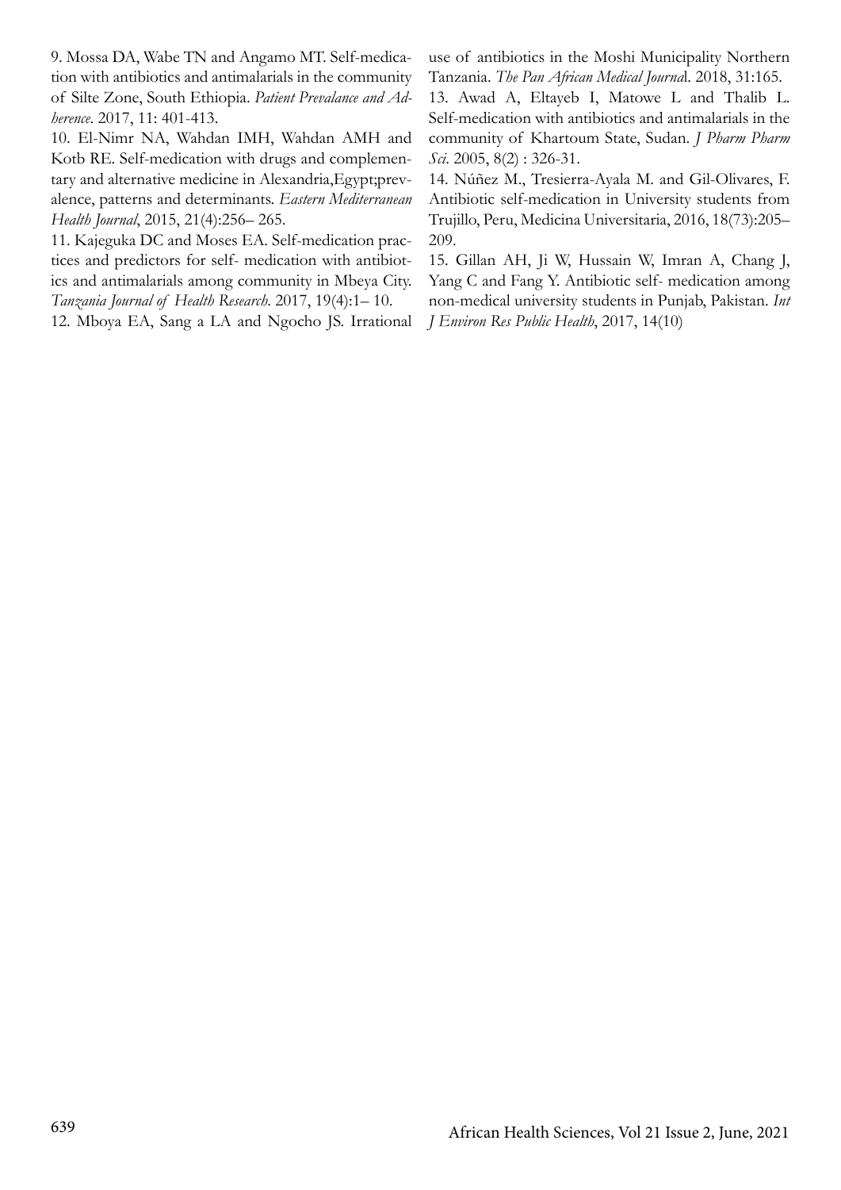9. Mossa DA, Wabe TN and Angamo MT. Self-medication with antibiotics and antimalarials in the community of Silte Zone, South Ethiopia. *Patient Prevalance and Adherence*. 2017, 11: 401-413.

10. El-Nimr NA, Wahdan IMH, Wahdan AMH and Kotb RE. Self-medication with drugs and complementary and alternative medicine in Alexandria,Egypt;prevalence, patterns and determinants. *Eastern Mediterranean Health Journal*, 2015, 21(4):256– 265.

11. Kajeguka DC and Moses EA. Self-medication practices and predictors for self- medication with antibiotics and antimalarials among community in Mbeya City. *Tanzania Journal of Health Research*. 2017, 19(4):1– 10.

12. Mboya EA, Sang a LA and Ngocho JS. Irrational use of antibiotics in the Moshi Municipality Northern Tanzania. *The Pan African Medical Journa*l. 2018, 31:165.

13. Awad A, Eltayeb I, Matowe L and Thalib L. Self-medication with antibiotics and antimalarials in the community of Khartoum State, Sudan. *J Pharm Pharm Sci*. 2005, 8(2) : 326-31.

14. Núñez M., Tresierra-Ayala M. and Gil-Olivares, F. Antibiotic self-medication in University students from Trujillo, Peru, Medicina Universitaria, 2016, 18(73):205–209.

15. Gillan AH, Ji W, Hussain W, Imran A, Chang J, Yang C and Fang Y. Antibiotic self- medication among non-medical university students in Punjab, Pakistan. *Int J Environ Res Public Health*, 2017, 14(10)